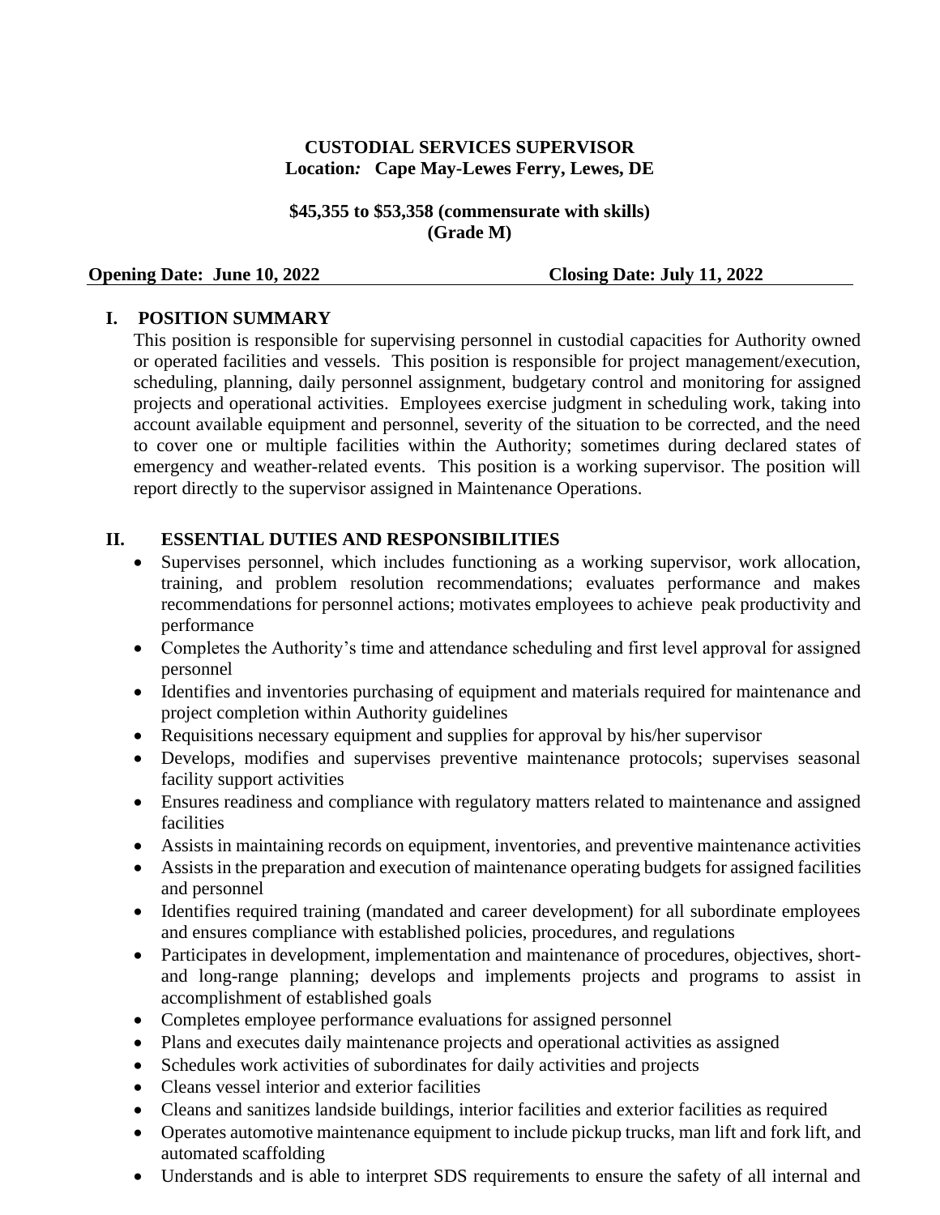**CUSTODIAL SERVICES SUPERVISOR**
**Location: Cape May-Lewes Ferry, Lewes, DE**

**$45,355 to $53,358 (commensurate with skills)**
**(Grade M)**

**Opening Date: June 10, 2022** **Closing Date: July 11, 2022**

## I. POSITION SUMMARY

This position is responsible for supervising personnel in custodial capacities for Authority owned or operated facilities and vessels. This position is responsible for project management/execution, scheduling, planning, daily personnel assignment, budgetary control and monitoring for assigned projects and operational activities. Employees exercise judgment in scheduling work, taking into account available equipment and personnel, severity of the situation to be corrected, and the need to cover one or multiple facilities within the Authority; sometimes during declared states of emergency and weather-related events. This position is a working supervisor. The position will report directly to the supervisor assigned in Maintenance Operations.

## II. ESSENTIAL DUTIES AND RESPONSIBILITIES

- Supervises personnel, which includes functioning as a working supervisor, work allocation, training, and problem resolution recommendations; evaluates performance and makes recommendations for personnel actions; motivates employees to achieve peak productivity and performance
- Completes the Authority's time and attendance scheduling and first level approval for assigned personnel
- Identifies and inventories purchasing of equipment and materials required for maintenance and project completion within Authority guidelines
- Requisitions necessary equipment and supplies for approval by his/her supervisor
- Develops, modifies and supervises preventive maintenance protocols; supervises seasonal facility support activities
- Ensures readiness and compliance with regulatory matters related to maintenance and assigned facilities
- Assists in maintaining records on equipment, inventories, and preventive maintenance activities
- Assists in the preparation and execution of maintenance operating budgets for assigned facilities and personnel
- Identifies required training (mandated and career development) for all subordinate employees and ensures compliance with established policies, procedures, and regulations
- Participates in development, implementation and maintenance of procedures, objectives, short- and long-range planning; develops and implements projects and programs to assist in accomplishment of established goals
- Completes employee performance evaluations for assigned personnel
- Plans and executes daily maintenance projects and operational activities as assigned
- Schedules work activities of subordinates for daily activities and projects
- Cleans vessel interior and exterior facilities
- Cleans and sanitizes landside buildings, interior facilities and exterior facilities as required
- Operates automotive maintenance equipment to include pickup trucks, man lift and fork lift, and automated scaffolding
- Understands and is able to interpret SDS requirements to ensure the safety of all internal and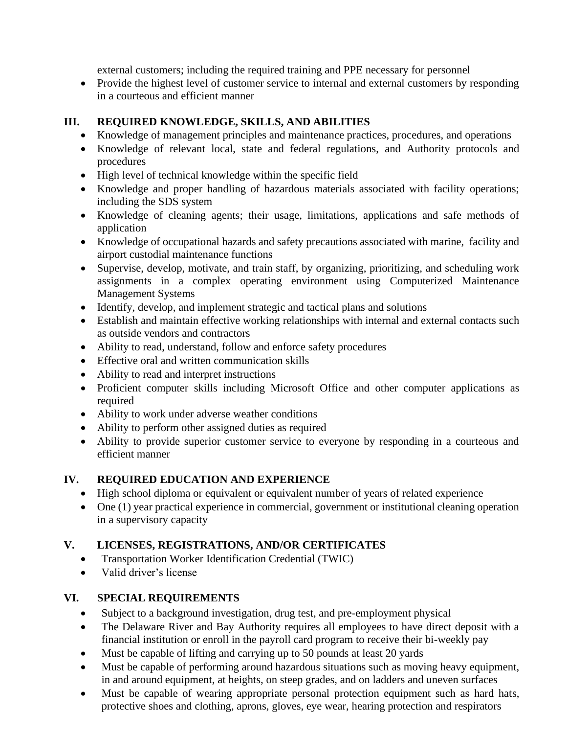external customers; including the required training and PPE necessary for personnel

- Provide the highest level of customer service to internal and external customers by responding in a courteous and efficient manner

## III. REQUIRED KNOWLEDGE, SKILLS, AND ABILITIES

- Knowledge of management principles and maintenance practices, procedures, and operations
- Knowledge of relevant local, state and federal regulations, and Authority protocols and procedures
- High level of technical knowledge within the specific field
- Knowledge and proper handling of hazardous materials associated with facility operations; including the SDS system
- Knowledge of cleaning agents; their usage, limitations, applications and safe methods of application
- Knowledge of occupational hazards and safety precautions associated with marine, facility and airport custodial maintenance functions
- Supervise, develop, motivate, and train staff, by organizing, prioritizing, and scheduling work assignments in a complex operating environment using Computerized Maintenance Management Systems
- Identify, develop, and implement strategic and tactical plans and solutions
- Establish and maintain effective working relationships with internal and external contacts such as outside vendors and contractors
- Ability to read, understand, follow and enforce safety procedures
- Effective oral and written communication skills
- Ability to read and interpret instructions
- Proficient computer skills including Microsoft Office and other computer applications as required
- Ability to work under adverse weather conditions
- Ability to perform other assigned duties as required
- Ability to provide superior customer service to everyone by responding in a courteous and efficient manner

## IV. REQUIRED EDUCATION AND EXPERIENCE

- High school diploma or equivalent or equivalent number of years of related experience
- One (1) year practical experience in commercial, government or institutional cleaning operation in a supervisory capacity

## V. LICENSES, REGISTRATIONS, AND/OR CERTIFICATES

- Transportation Worker Identification Credential (TWIC)
- Valid driver's license

## VI. SPECIAL REQUIREMENTS

- Subject to a background investigation, drug test, and pre-employment physical
- The Delaware River and Bay Authority requires all employees to have direct deposit with a financial institution or enroll in the payroll card program to receive their bi-weekly pay
- Must be capable of lifting and carrying up to 50 pounds at least 20 yards
- Must be capable of performing around hazardous situations such as moving heavy equipment, in and around equipment, at heights, on steep grades, and on ladders and uneven surfaces
- Must be capable of wearing appropriate personal protection equipment such as hard hats, protective shoes and clothing, aprons, gloves, eye wear, hearing protection and respirators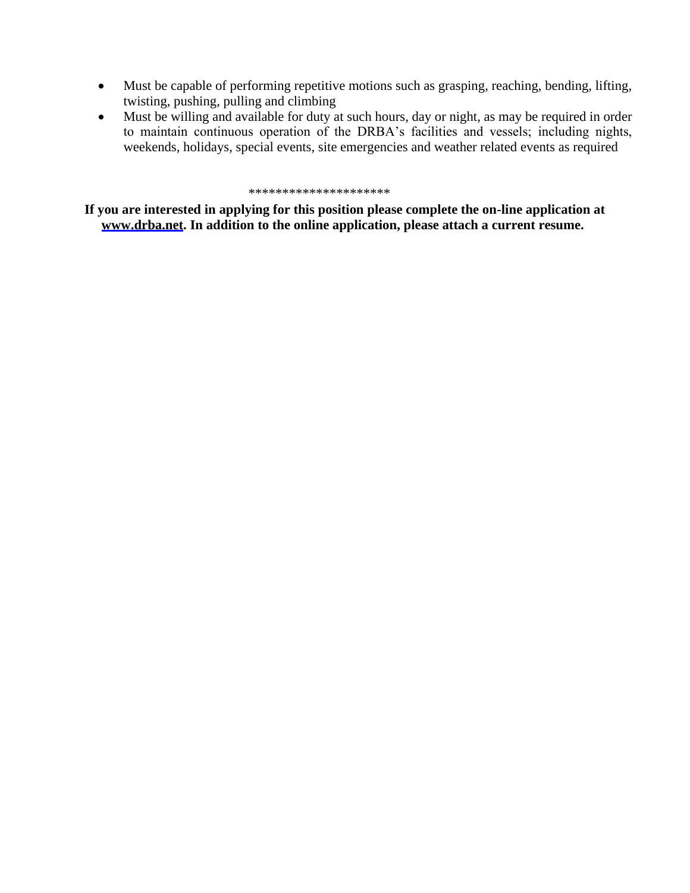- Must be capable of performing repetitive motions such as grasping, reaching, bending, lifting, twisting, pushing, pulling and climbing
- Must be willing and available for duty at such hours, day or night, as may be required in order to maintain continuous operation of the DRBA's facilities and vessels; including nights, weekends, holidays, special events, site emergencies and weather related events as required

********************

**If you are interested in applying for this position please complete the on-line application at [www.drba.net](http://www.drba.net). In addition to the online application, please attach a current resume.**